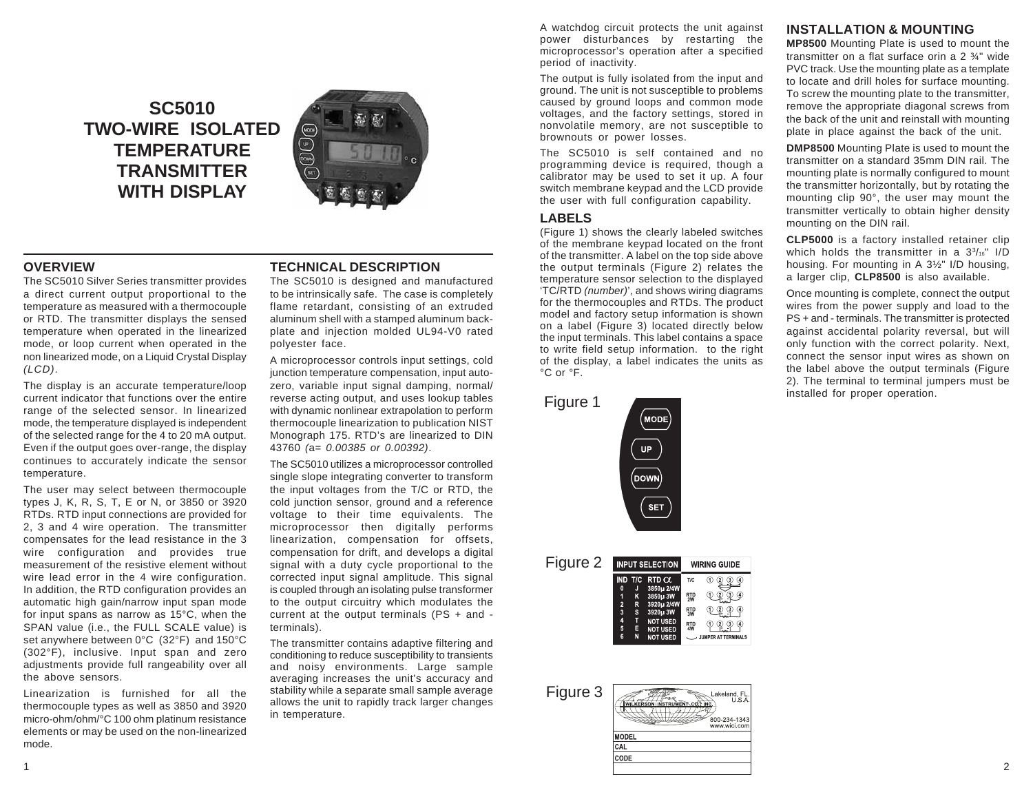# SC5010 TWO-WIRE ISOLATED TEMPERATURE TRANSMITTER WITH DISPLAY

## OVERVIEW

The SC5010 Silver Series transmitter provides a direct current output proportional to the temperature as measured with a thermocouple or RTD. The transmitter displays the sensed temperature when operated in the linearized mode, or loop current when operated in the non linearized mode, on a Liquid Crystal Display *(LCD)*.

The display is an accurate temperature/loop current indicator that functions over the entire range of the selected sensor. In linearized mode, the temperature displayed is independent of the selected range for the 4 to 20 mA output. Even if the output goes over-range, the display continues to accurately indicate the sensor temperature.

The user may select between thermocouple types J, K, R, S, T, E or N, or 3850 or 3920 RTDs. RTD input connections are provided for 2, 3 and 4 wire operation. The transmitter compensates for the lead resistance in the 3 wire configuration and provides true measurement of the resistive element without wire lead error in the 4 wire configuration. In addition, the RTD configuration provides an automatic high gain/narrow input span mode for input spans as narrow as 15°C, when the SPAN value (i.e., the FULL SCALE value) is set anywhere between 0°C (32°F) and 150°C (302°F), inclusive. Input span and zero adjustments provide full rangeability over all the above sensors.

Linearization is furnished for all the thermocouple types as well as 3850 and 3920 micro-ohm/ohm/°C 100 ohm platinum resistance elements or may be used on the non-linearized mode.

## TECHNICAL DESCRIPTION

The SC5010 is designed and manufactured to be intrinsically safe. The case is completely flame retardant, consisting of an extruded aluminum shell with a stamped aluminum back-plate and injection molded UL94-V0 rated polyester face.

A microprocessor controls input settings, cold junction temperature compensation, input auto-zero, variable input signal damping, normal/reverse acting output, and uses lookup tables with dynamic nonlinear extrapolation to perform thermocouple linearization to publication NIST Monograph 175. RTD's are linearized to DIN 43760 *(a= 0.00385 or 0.00392)*.

The SC5010 utilizes a microprocessor controlled single slope integrating converter to transform the input voltages from the T/C or RTD, the cold junction sensor, ground and a reference voltage to their time equivalents. The microprocessor then digitally performs linearization, compensation for offsets, compensation for drift, and develops a digital signal with a duty cycle proportional to the corrected input signal amplitude. This signal is coupled through an isolating pulse transformer to the output circuitry which modulates the current at the output terminals (PS + and - terminals).

The transmitter contains adaptive filtering and conditioning to reduce susceptibility to transients and noisy environments. Large sample averaging increases the unit's accuracy and stability while a separate small sample average allows the unit to rapidly track larger changes in temperature.

A watchdog circuit protects the unit against power disturbances by restarting the microprocessor's operation after a specified period of inactivity.

The output is fully isolated from the input and ground. The unit is not susceptible to problems caused by ground loops and common mode voltages, and the factory settings, stored in nonvolatile memory, are not susceptible to brownouts or power losses.

The SC5010 is self contained and no programming device is required, though a calibrator may be used to set it up. A four switch membrane keypad and the LCD provide the user with full configuration capability.

## LABELS

(Figure 1) shows the clearly labeled switches of the membrane keypad located on the front of the transmitter. A label on the top side above the output terminals (Figure 2) relates the temperature sensor selection to the displayed 'TC/RTD *(number)*', and shows wiring diagrams for the thermocouples and RTDs. The product model and factory setup information is shown on a label (Figure 3) located directly below the input terminals. This label contains a space to write field setup information. to the right of the display, a label indicates the units as °C or °F.

Figure 1

MODE
UP
DOWN
SET

Figure 2

| INPUT SELECTION | | | WIRING GUIDE |
|---|---|---|---|
| IND | T/C | RTD α | |
| 0 | J | 3850μ 2/4W | T/C |
| 1 | K | 3850μ 3W | RTD 2W |
| 2 | R | 3920μ 2/4W | RTD 3W |
| 3 | S | 3920μ 3W | RTD 4W |
| 4 | T | NOT USED | |
| 5 | E | NOT USED | JUMPER AT TERMINALS |
| 6 | N | NOT USED | |

Figure 3

WILKERSON INSTRUMENT CO., INC.
Lakeland, FL. U.S.A.
800-234-1343
www.wici.com

| MODEL |
|---|
| CAL |
| CODE |

## INSTALLATION & MOUNTING

**MP8500** Mounting Plate is used to mount the transmitter on a flat surface orin a 2 ¾" wide PVC track. Use the mounting plate as a template to locate and drill holes for surface mounting. To screw the mounting plate to the transmitter, remove the appropriate diagonal screws from the back of the unit and reinstall with mounting plate in place against the back of the unit.

**DMP8500** Mounting Plate is used to mount the transmitter on a standard 35mm DIN rail. The mounting plate is normally configured to mount the transmitter horizontally, but by rotating the mounting clip 90°, the user may mount the transmitter vertically to obtain higher density mounting on the DIN rail.

**CLP5000** is a factory installed retainer clip which holds the transmitter in a 3³/₁₆" I/D housing. For mounting in A 3½" I/D housing, a larger clip, **CLP8500** is also available.

Once mounting is complete, connect the output wires from the power supply and load to the PS + and - terminals. The transmitter is protected against accidental polarity reversal, but will only function with the correct polarity. Next, connect the sensor input wires as shown on the label above the output terminals (Figure 2). The terminal to terminal jumpers must be installed for proper operation.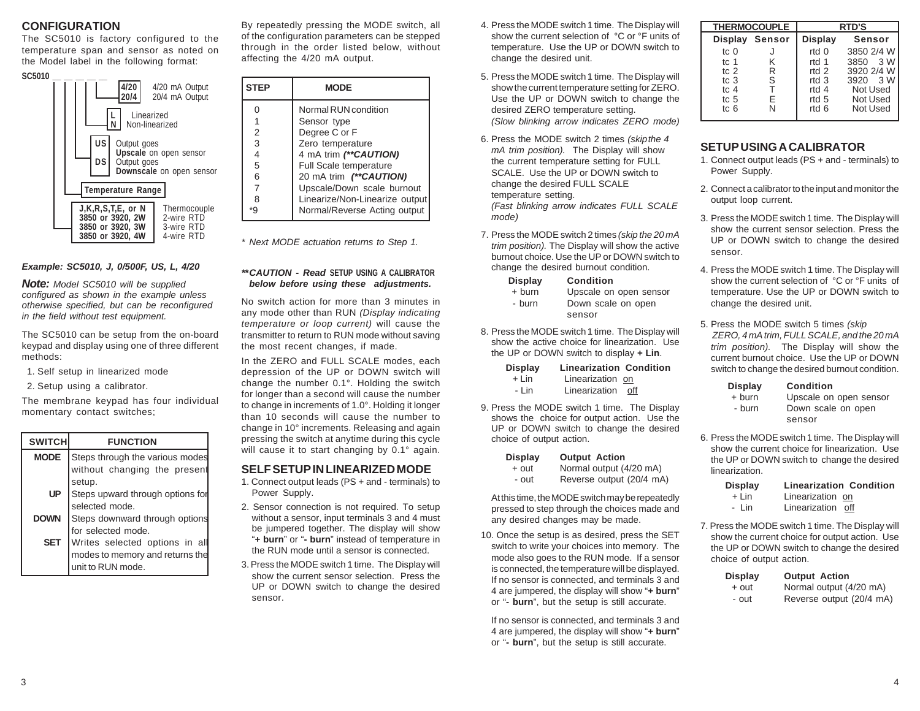## CONFIGURATION

The SC5010 is factory configured to the temperature span and sensor as noted on the Model label in the following format:

SC5010 __ __ __ __ __

- **4/20** 4/20 mA Output
- **20/4** 20/4 mA Output
- **L** Linearized
- **N** Non-linearized
- **US** Output goes **Upscale** on open sensor
- **DS** Output goes **Downscale** on open sensor
- **Temperature Range**
- **J,K,R,S,T,E, or N** Thermocouple
- **3850 or 3920, 2W** 2-wire RTD
- **3850 or 3920, 3W** 3-wire RTD
- **3850 or 3920, 4W** 4-wire RTD

***Example: SC5010, J, 0/500F, US, L, 4/20***

***Note:*** *Model SC5010 will be supplied configured as shown in the example unless otherwise specified, but can be reconfigured in the field without test equipment.*

The SC5010 can be setup from the on-board keypad and display using one of three different methods:

1. Self setup in linearized mode
2. Setup using a calibrator.

The membrane keypad has four individual momentary contact switches;

| SWITCH | FUNCTION |
|---|---|
| **MODE** | Steps through the various modes without changing the present setup. |
| **UP** | Steps upward through options for selected mode. |
| **DOWN** | Steps downward through options for selected mode. |
| **SET** | Writes selected options in all modes to memory and returns the unit to RUN mode. |

By repeatedly pressing the MODE switch, all of the configuration parameters can be stepped through in the order listed below, without affecting the 4/20 mA output.

| STEP | MODE |
|---|---|
| 0 | Normal RUN condition |
| 1 | Sensor type |
| 2 | Degree C or F |
| 3 | Zero temperature |
| 4 | 4 mA trim ***(**CAUTION)*** |
| 5 | Full Scale temperature |
| 6 | 20 mA trim ***(**CAUTION)*** |
| 7 | Upscale/Down scale burnout |
| 8 | Linearize/Non-Linearize output |
| *9 | Normal/Reverse Acting output |

*\* Next MODE actuation returns to Step 1.*

***\*\*CAUTION - Read SETUP USING A CALIBRATOR below before using these adjustments.***

No switch action for more than 3 minutes in any mode other than RUN *(Display indicating temperature or loop current)* will cause the transmitter to return to RUN mode without saving the most recent changes, if made.

In the ZERO and FULL SCALE modes, each depression of the UP or DOWN switch will change the number 0.1°. Holding the switch for longer than a second will cause the number to change in increments of 1.0°. Holding it longer than 10 seconds will cause the number to change in 10° increments. Releasing and again pressing the switch at anytime during this cycle will cause it to start changing by 0.1° again.

## SELF SETUP IN LINEARIZED MODE

1. Connect output leads (PS + and - terminals) to Power Supply.
2. Sensor connection is not required. To setup without a sensor, input terminals 3 and 4 must be jumpered together. The display will show "**+ burn**" or "**- burn**" instead of temperature in the RUN mode until a sensor is connected.
3. Press the MODE switch 1 time. The Display will show the current sensor selection. Press the UP or DOWN switch to change the desired sensor.
4. Press the MODE switch 1 time. The Display will show the current selection of °C or °F units of temperature. Use the UP or DOWN switch to change the desired unit.
5. Press the MODE switch 1 time. The Display will show the current temperature setting for ZERO. Use the UP or DOWN switch to change the desired ZERO temperature setting. *(Slow blinking arrow indicates ZERO mode)*
6. Press the MODE switch 2 times *(skip the 4 mA trim position).* The Display will show the current temperature setting for FULL SCALE. Use the UP or DOWN switch to change the desired FULL SCALE temperature setting. *(Fast blinking arrow indicates FULL SCALE mode)*
7. Press the MODE switch 2 times *(skip the 20 mA trim position).* The Display will show the active burnout choice. Use the UP or DOWN switch to change the desired burnout condition.

| Display | Condition |
|---|---|
| + burn | Upscale on open sensor |
| - burn | Down scale on open sensor |

8. Press the MODE switch 1 time. The Display will show the active choice for linearization. Use the UP or DOWN switch to display **+ Lin**.

| Display | Linearization Condition |
|---|---|
| + Lin | Linearization on |
| - Lin | Linearization off |

9. Press the MODE switch 1 time. The Display shows the choice for output action. Use the UP or DOWN switch to change the desired choice of output action.

| Display | Output Action |
|---|---|
| + out | Normal output (4/20 mA) |
| - out | Reverse output (20/4 mA) |

At this time, the MODE switch may be repeatedly pressed to step through the choices made and any desired changes may be made.

10. Once the setup is as desired, press the SET switch to write your choices into memory. The mode also goes to the RUN mode. If a sensor is connected, the temperature will be displayed. If no sensor is connected, and terminals 3 and 4 are jumpered, the display will show "**+ burn**" or "**- burn**", but the setup is still accurate.

If no sensor is connected, and terminals 3 and 4 are jumpered, the display will show "**+ burn**" or "**- burn**", but the setup is still accurate.

| THERMOCOUPLE | | RTD'S | |
|---|---|---|---|
| Display | Sensor | Display | Sensor |
| tc 0 | J | rtd 0 | 3850 2/4 W |
| tc 1 | K | rtd 1 | 3850 3 W |
| tc 2 | R | rtd 2 | 3920 2/4 W |
| tc 3 | S | rtd 3 | 3920 3 W |
| tc 4 | T | rtd 4 | Not Used |
| tc 5 | E | rtd 5 | Not Used |
| tc 6 | N | rtd 6 | Not Used |

## SETUP USING A CALIBRATOR

1. Connect output leads (PS + and - terminals) to Power Supply.
2. Connect a calibrator to the input and monitor the output loop current.
3. Press the MODE switch 1 time. The Display will show the current sensor selection. Press the UP or DOWN switch to change the desired sensor.
4. Press the MODE switch 1 time. The Display will show the current selection of °C or °F units of temperature. Use the UP or DOWN switch to change the desired unit.
5. Press the MODE switch 5 times *(skip ZERO, 4 mA trim, FULL SCALE, and the 20 mA trim position).* The Display will show the current burnout choice. Use the UP or DOWN switch to change the desired burnout condition.

| Display | Condition |
|---|---|
| + burn | Upscale on open sensor |
| - burn | Down scale on open sensor |

6. Press the MODE switch 1 time. The Display will show the current choice for linearization. Use the UP or DOWN switch to change the desired linearization.

| Display | Linearization Condition |
|---|---|
| + Lin | Linearization on |
| - Lin | Linearization off |

7. Press the MODE switch 1 time. The Display will show the current choice for output action. Use the UP or DOWN switch to change the desired choice of output action.

| Display | Output Action |
|---|---|
| + out | Normal output (4/20 mA) |
| - out | Reverse output (20/4 mA) |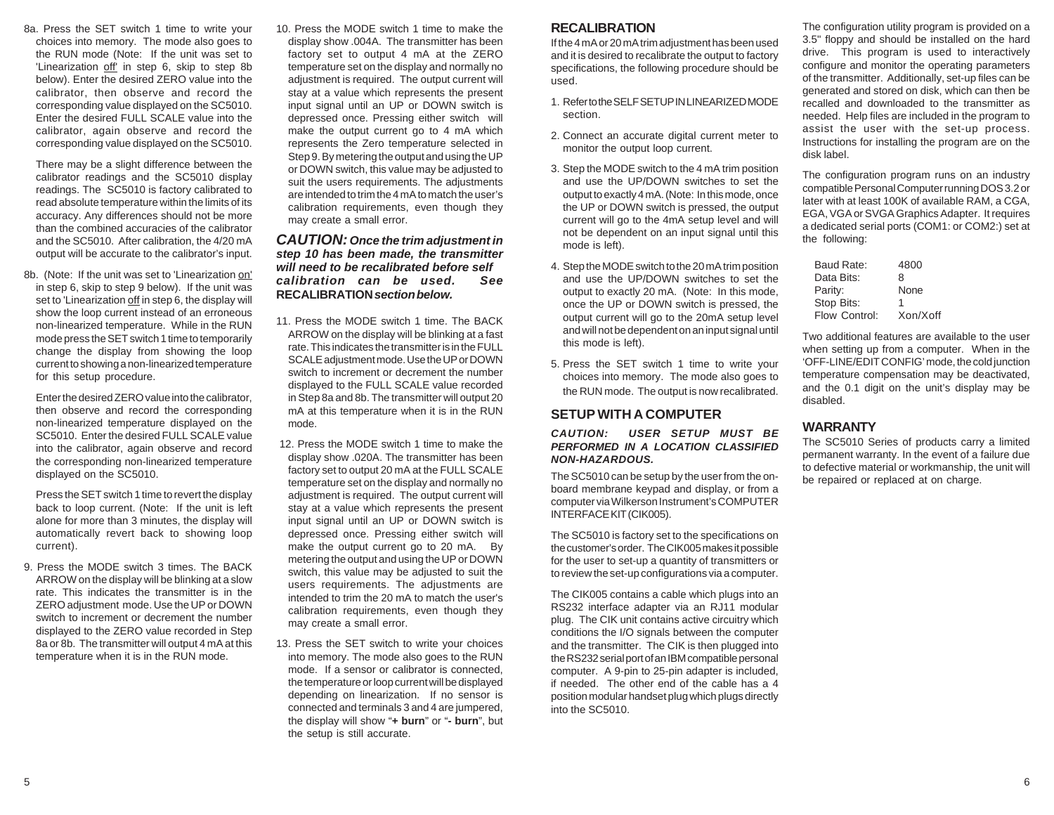8a. Press the SET switch 1 time to write your choices into memory. The mode also goes to the RUN mode (Note: If the unit was set to 'Linearization off' in step 6, skip to step 8b below). Enter the desired ZERO value into the calibrator, then observe and record the corresponding value displayed on the SC5010. Enter the desired FULL SCALE value into the calibrator, again observe and record the corresponding value displayed on the SC5010.

There may be a slight difference between the calibrator readings and the SC5010 display readings. The SC5010 is factory calibrated to read absolute temperature within the limits of its accuracy. Any differences should not be more than the combined accuracies of the calibrator and the SC5010. After calibration, the 4/20 mA output will be accurate to the calibrator's input.

8b. (Note: If the unit was set to 'Linearization on' in step 6, skip to step 9 below). If the unit was set to 'Linearization off in step 6, the display will show the loop current instead of an erroneous non-linearized temperature. While in the RUN mode press the SET switch 1 time to temporarily change the display from showing the loop current to showing a non-linearized temperature for this setup procedure.

Enter the desired ZERO value into the calibrator, then observe and record the corresponding non-linearized temperature displayed on the SC5010. Enter the desired FULL SCALE value into the calibrator, again observe and record the corresponding non-linearized temperature displayed on the SC5010.

Press the SET switch 1 time to revert the display back to loop current. (Note: If the unit is left alone for more than 3 minutes, the display will automatically revert back to showing loop current).

9. Press the MODE switch 3 times. The BACK ARROW on the display will be blinking at a slow rate. This indicates the transmitter is in the ZERO adjustment mode. Use the UP or DOWN switch to increment or decrement the number displayed to the ZERO value recorded in Step 8a or 8b. The transmitter will output 4 mA at this temperature when it is in the RUN mode.

10. Press the MODE switch 1 time to make the display show .004A. The transmitter has been factory set to output 4 mA at the ZERO temperature set on the display and normally no adjustment is required. The output current will stay at a value which represents the present input signal until an UP or DOWN switch is depressed once. Pressing either switch will make the output current go to 4 mA which represents the Zero temperature selected in Step 9. By metering the output and using the UP or DOWN switch, this value may be adjusted to suit the users requirements. The adjustments are intended to trim the 4 mA to match the user's calibration requirements, even though they may create a small error.

***CAUTION:*** ***Once the trim adjustment in step 10 has been made, the transmitter will need to be recalibrated before self calibration can be used. See RECALIBRATION section below.***

11. Press the MODE switch 1 time. The BACK ARROW on the display will be blinking at a fast rate. This indicates the transmitter is in the FULL SCALE adjustment mode. Use the UP or DOWN switch to increment or decrement the number displayed to the FULL SCALE value recorded in Step 8a and 8b. The transmitter will output 20 mA at this temperature when it is in the RUN mode.

12. Press the MODE switch 1 time to make the display show .020A. The transmitter has been factory set to output 20 mA at the FULL SCALE temperature set on the display and normally no adjustment is required. The output current will stay at a value which represents the present input signal until an UP or DOWN switch is depressed once. Pressing either switch will make the output current go to 20 mA. By metering the output and using the UP or DOWN switch, this value may be adjusted to suit the users requirements. The adjustments are intended to trim the 20 mA to match the user's calibration requirements, even though they may create a small error.

13. Press the SET switch to write your choices into memory. The mode also goes to the RUN mode. If a sensor or calibrator is connected, the temperature or loop current will be displayed depending on linearization. If no sensor is connected and terminals 3 and 4 are jumpered, the display will show "**+ burn**" or "**- burn**", but the setup is still accurate.

## RECALIBRATION

If the 4 mA or 20 mA trim adjustment has been used and it is desired to recalibrate the output to factory specifications, the following procedure should be used.

1. Refer to the SELF SETUP IN LINEARIZED MODE section.
2. Connect an accurate digital current meter to monitor the output loop current.
3. Step the MODE switch to the 4 mA trim position and use the UP/DOWN switches to set the output to exactly 4 mA. (Note: In this mode, once the UP or DOWN switch is pressed, the output current will go to the 4mA setup level and will not be dependent on an input signal until this mode is left).
4. Step the MODE switch to the 20 mA trim position and use the UP/DOWN switches to set the output to exactly 20 mA. (Note: In this mode, once the UP or DOWN switch is pressed, the output current will go to the 20mA setup level and will not be dependent on an input signal until this mode is left).
5. Press the SET switch 1 time to write your choices into memory. The mode also goes to the RUN mode. The output is now recalibrated.

## SETUP WITH A COMPUTER

***CAUTION: USER SETUP MUST BE PERFORMED IN A LOCATION CLASSIFIED NON-HAZARDOUS.***

The SC5010 can be setup by the user from the on-board membrane keypad and display, or from a computer via Wilkerson Instrument's COMPUTER INTERFACE KIT (CIK005).

The SC5010 is factory set to the specifications on the customer's order. The CIK005 makes it possible for the user to set-up a quantity of transmitters or to review the set-up configurations via a computer.

The CIK005 contains a cable which plugs into an RS232 interface adapter via an RJ11 modular plug. The CIK unit contains active circuitry which conditions the I/O signals between the computer and the transmitter. The CIK is then plugged into the RS232 serial port of an IBM compatible personal computer. A 9-pin to 25-pin adapter is included, if needed. The other end of the cable has a 4 position modular handset plug which plugs directly into the SC5010.

The configuration utility program is provided on a 3.5" floppy and should be installed on the hard drive. This program is used to interactively configure and monitor the operating parameters of the transmitter. Additionally, set-up files can be generated and stored on disk, which can then be recalled and downloaded to the transmitter as needed. Help files are included in the program to assist the user with the set-up process. Instructions for installing the program are on the disk label.

The configuration program runs on an industry compatible Personal Computer running DOS 3.2 or later with at least 100K of available RAM, a CGA, EGA, VGA or SVGA Graphics Adapter. It requires a dedicated serial ports (COM1: or COM2:) set at the following:

| | |
|---|---|
| Baud Rate: | 4800 |
| Data Bits: | 8 |
| Parity: | None |
| Stop Bits: | 1 |
| Flow Control: | Xon/Xoff |

Two additional features are available to the user when setting up from a computer. When in the 'OFF-LINE/EDIT CONFIG' mode, the cold junction temperature compensation may be deactivated, and the 0.1 digit on the unit's display may be disabled.

## WARRANTY

The SC5010 Series of products carry a limited permanent warranty. In the event of a failure due to defective material or workmanship, the unit will be repaired or replaced at on charge.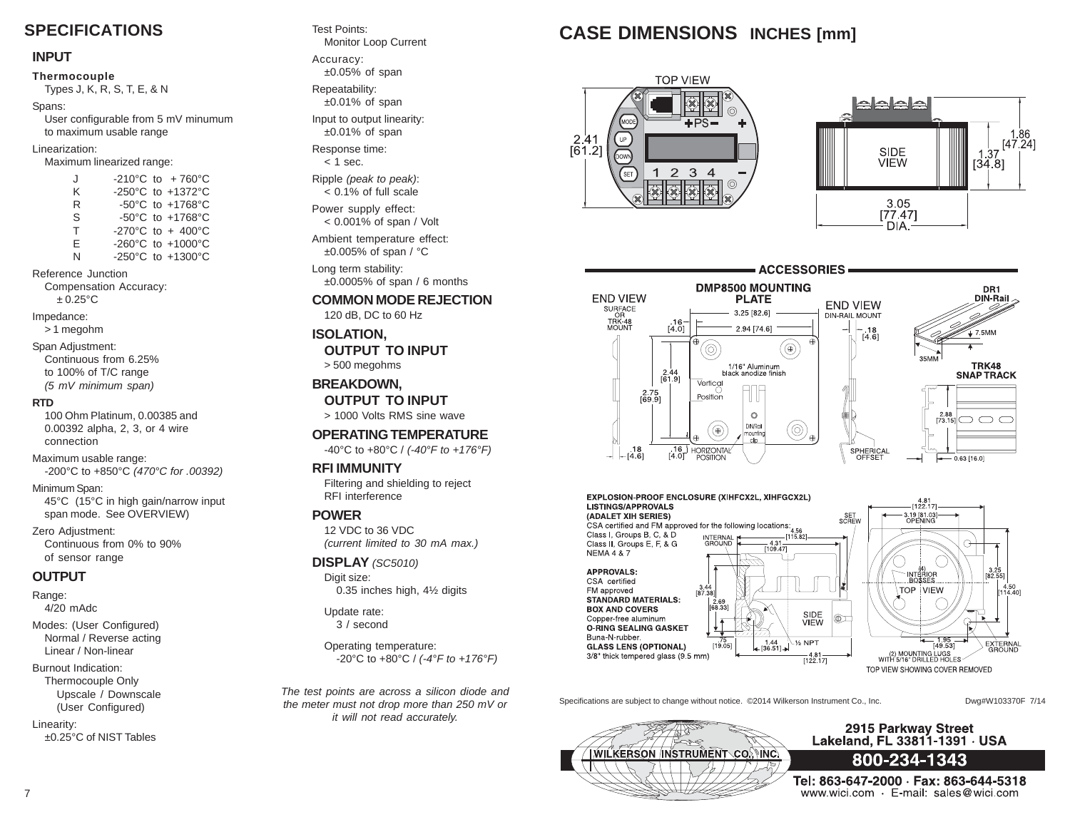## SPECIFICATIONS

### INPUT

**Thermocouple**

Types J, K, R, S, T, E, & N

Spans:
User configurable from 5 mV minumum to maximum usable range

Linearization:
Maximum linearized range:

| | |
|---|---|
| J | -210°C to + 760°C |
| K | -250°C to +1372°C |
| R | -50°C to +1768°C |
| S | -50°C to +1768°C |
| T | -270°C to + 400°C |
| E | -260°C to +1000°C |
| N | -250°C to +1300°C |

Reference Junction Compensation Accuracy:
± 0.25°C

Impedance:
> 1 megohm

Span Adjustment:
Continuous from 6.25% to 100% of T/C range
*(5 mV minimum span)*

**RTD**

100 Ohm Platinum, 0.00385 and 0.00392 alpha, 2, 3, or 4 wire connection

Maximum usable range:
-200°C to +850°C *(470°C for .00392)*

Minimum Span:
45°C (15°C in high gain/narrow input span mode. See OVERVIEW)

Zero Adjustment:
Continuous from 0% to 90% of sensor range

### OUTPUT

Range:
4/20 mAdc

Modes: (User Configured)
Normal / Reverse acting
Linear / Non-linear

Burnout Indication:
Thermocouple Only
Upscale / Downscale
(User Configured)

Linearity:
±0.25°C of NIST Tables

Test Points:
Monitor Loop Current

Accuracy:
±0.05% of span

Repeatability:
±0.01% of span

Input to output linearity:
±0.01% of span

Response time:
< 1 sec.

Ripple *(peak to peak)*:
< 0.1% of full scale

Power supply effect:
< 0.001% of span / Volt

Ambient temperature effect:
±0.005% of span / °C

Long term stability:
±0.0005% of span / 6 months

### COMMON MODE REJECTION

120 dB, DC to 60 Hz

### ISOLATION, OUTPUT TO INPUT

> 500 megohms

### BREAKDOWN, OUTPUT TO INPUT

> 1000 Volts RMS sine wave

### OPERATING TEMPERATURE

-40°C to +80°C / *(-40°F to +176°F)*

### RFI IMMUNITY

Filtering and shielding to reject RFI interference

### POWER

12 VDC to 36 VDC
*(current limited to 30 mA max.)*

### DISPLAY *(SC5010)*

Digit size:
0.35 inches high, 4½ digits

Update rate:
3 / second

Operating temperature:
-20°C to +80°C / *(-4°F to +176°F)*

*The test points are across a silicon diode and the meter must not drop more than 250 mV or it will not read accurately.*

## CASE DIMENSIONS INCHES [mm]

TOP VIEW

MODE
UP
DOWN
SET
+PS−
+
1 2 3 4 −
2.41
[61.2]

SIDE VIEW
1.86
[47.24]
1.37
[34.8]
3.05
[77.47]
DIA.

ACCESSORIES

DMP8500 MOUNTING PLATE

END VIEW
SURFACE OR TRK-48 MOUNT
.16
[4.0]
3.25 [82.6]
2.94 [74.6]
1/16" Aluminum black anodize finish
Vertical Position
2.44
[61.9]
2.75
[69.9]
DIN/Rail mounting clip
.18
[4.6]
.16
[4.0]
HORIZONTAL POSITION

END VIEW
DIN-RAIL MOUNT
.18
[4.6]
SPHERICAL OFFSET

DR1
DIN-Rail
7.5MM
35MM

TRK48
SNAP TRACK
2.88
[73.15]
0.63 [16.0]

**EXPLOSION-PROOF ENCLOSURE (XIHFCX2L, XIHFGCX2L)**
**LISTINGS/APPROVALS**
**(ADALET XIH SERIES)**
CSA certified and FM approved for the following locations:
Class I, Groups B, C, & D
Class II, Groups E, F, & G
NEMA 4 & 7

**APPROVALS:**
CSA certified
FM approved

**STANDARD MATERIALS:**
**BOX AND COVERS**
Copper-free aluminum
**O-RING SEALING GASKET**
Buna-N-rubber.
**GLASS LENS (OPTIONAL)**
3/8" thick tempered glass (9.5 mm)

INTERNAL GROUND
4.56
[115.82]
4.31
[109.47]
3.44
[87.38]
2.69
[68.33]
.75
[19.05]
1.44
[36.51]
½ NPT
4.81
[122.17]
SIDE VIEW
SET SCREW

4.81
[122.17]
3.19 [81.03]
OPENING
(4) INTERIOR BOSSES
TOP VIEW
3.25
[82.55]
4.50
[114.40]
1.95
[49.53]
EXTERNAL GROUND
(2) MOUNTING LUGS WITH 5/16" DRILLED HOLES
TOP VIEW SHOWING COVER REMOVED

Specifications are subject to change without notice. ©2014 Wilkerson Instrument Co., Inc. Dwg#W103370F 7/14

WILKERSON INSTRUMENT CO., INC.

2915 Parkway Street
Lakeland, FL 33811-1391 · USA

800-234-1343

Tel: 863-647-2000 · Fax: 863-644-5318
www.wici.com · E-mail: sales@wici.com